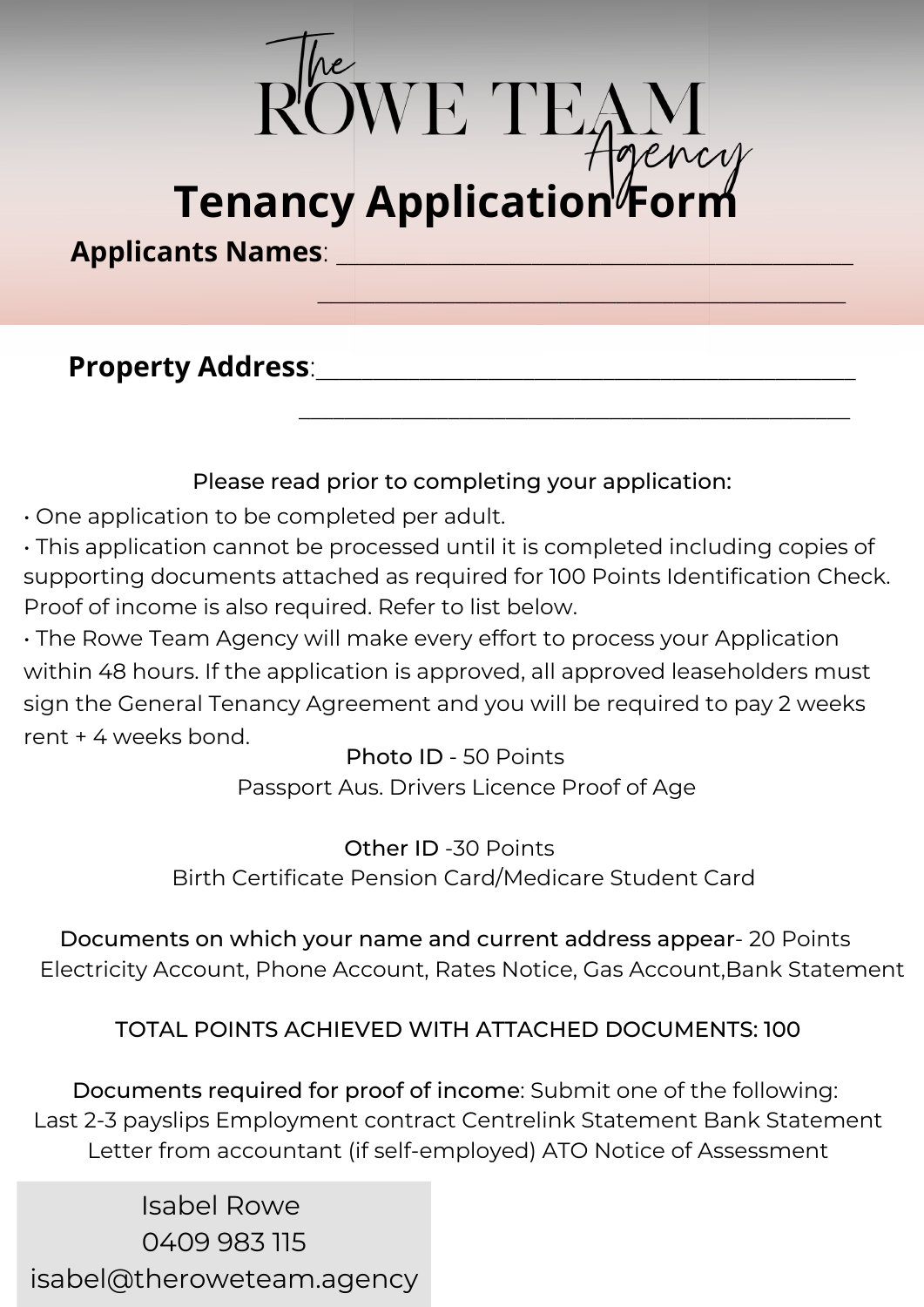# The ROWE TEAM Agency

## Tenancy Application Form

**Applicants Names**: ___________________________________________

___________________________________________

**Property Address**:_____________________________________________

_____________________________________________

Please read prior to completing your application:

- One application to be completed per adult.
- This application cannot be processed until it is completed including copies of supporting documents attached as required for 100 Points Identification Check. Proof of income is also required. Refer to list below.
- The Rowe Team Agency will make every effort to process your Application within 48 hours. If the application is approved, all approved leaseholders must sign the General Tenancy Agreement and you will be required to pay 2 weeks rent + 4 weeks bond.

Photo ID - 50 Points

Passport Aus. Drivers Licence Proof of Age

Other ID -30 Points

Birth Certificate Pension Card/Medicare Student Card

Documents on which your name and current address appear- 20 Points

Electricity Account, Phone Account, Rates Notice, Gas Account,Bank Statement

TOTAL POINTS ACHIEVED WITH ATTACHED DOCUMENTS: 100

Documents required for proof of income: Submit one of the following:

Last 2-3 payslips Employment contract Centrelink Statement Bank Statement Letter from accountant (if self-employed) ATO Notice of Assessment

Isabel Rowe
0409 983 115
isabel@theroweteam.agency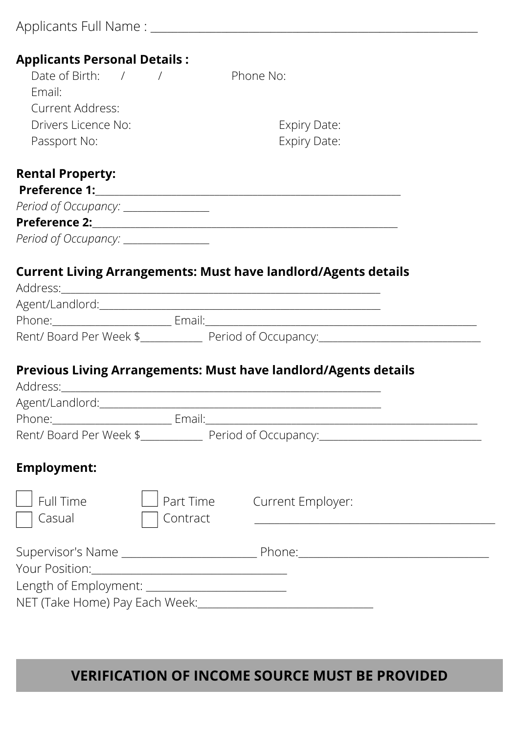Applicants Full Name : ___________________________________________________________

**Applicants Personal Details :**

Date of Birth: / / Phone No:

Email:

Current Address:

Drivers Licence No: Expiry Date:

Passport No: Expiry Date:

**Rental Property:**

**Preference 1:**________________________________________________________

*Period of Occupancy:* _______________

**Preference 2:**________________________________________________________

*Period of Occupancy:* _______________

**Current Living Arrangements: Must have landlord/Agents details**

Address:_________________________________________________________

Agent/Landlord:___________________________________________________

Phone:_____________________ Email:_______________________________________________

Rent/ Board Per Week $___________ Period of Occupancy:____________________________

**Previous Living Arrangements: Must have landlord/Agents details**

Address:_________________________________________________________

Agent/Landlord:___________________________________________________

Phone:_____________________ Email:_______________________________________________

Rent/ Board Per Week $___________ Period of Occupancy:____________________________

**Employment:**

☐ Full Time ☐ Part Time Current Employer:

☐ Casual ☐ Contract ____________________________________________

Supervisor's Name ________________________ Phone:_________________________________

Your Position:___________________________________

Length of Employment: _________________________

NET (Take Home) Pay Each Week:______________________________

**VERIFICATION OF INCOME SOURCE MUST BE PROVIDED**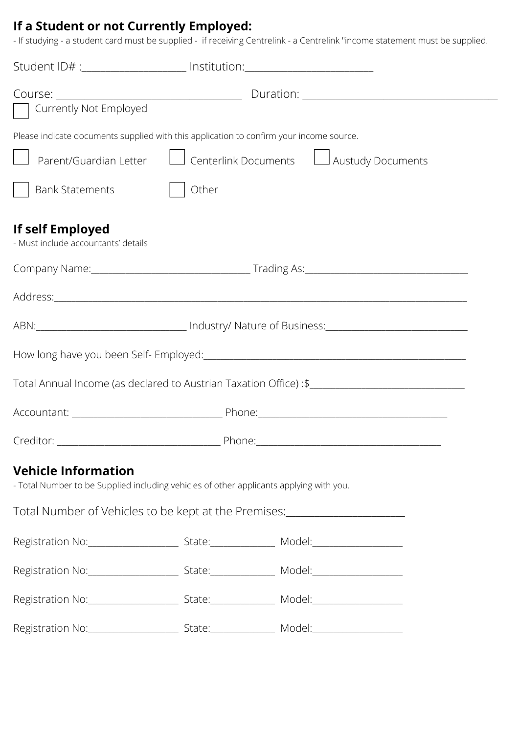## If a Student or not Currently Employed:

- If studying - a student card must be supplied - if receiving Centrelink - a Centrelink "income statement must be supplied.

Student ID# :____________________ Institution:________________________

Course: ___________________________________ Duration: _____________________________________

☐ Currently Not Employed

Please indicate documents supplied with this application to confirm your income source.

☐ Parent/Guardian Letter ☐ Centerlink Documents ☐ Austudy Documents

☐ Bank Statements ☐ Other

## If self Employed

- Must include accountants' details

Company Name:______________________________ Trading As:_______________________________

Address:_______________________________________________________________________________

ABN:_____________________________ Industry/ Nature of Business:___________________________

How long have you been Self- Employed:__________________________________________________

Total Annual Income (as declared to Austrian Taxation Office) :$_____________________________

Accountant: _____________________________ Phone:____________________________________

Creditor: _______________________________ Phone:____________________________________

## Vehicle Information

- Total Number to be Supplied including vehicles of other applicants applying with you.

Total Number of Vehicles to be kept at the Premises:______________________

Registration No:_________________ State:____________ Model:_________________

Registration No:_________________ State:____________ Model:_________________

Registration No:_________________ State:____________ Model:_________________

Registration No:_________________ State:____________ Model:_________________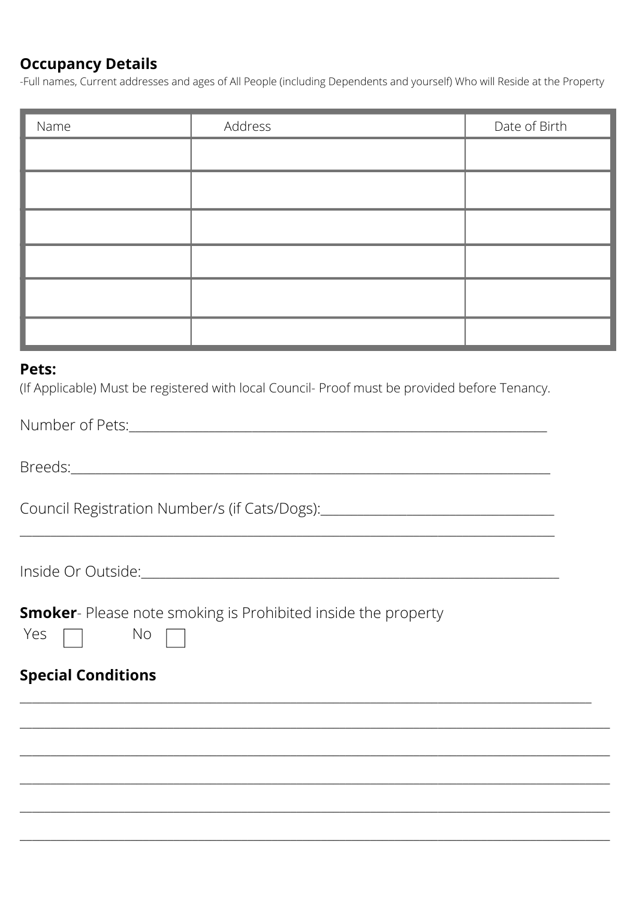## Occupancy Details

-Full names, Current addresses and ages of All People (including Dependents and yourself) Who will Reside at the Property

| Name | Address | Date of Birth |
| --- | --- | --- |
| | | |
| | | |
| | | |
| | | |
| | | |
| | | |

## Pets:

(If Applicable) Must be registered with local Council- Proof must be provided before Tenancy.

Number of Pets:_______________________________________________

Breeds:____________________________________________________

Council Registration Number/s (if Cats/Dogs):___________________________

___________________________________________________________

Inside Or Outside:_____________________________________________

**Smoker**- Please note smoking is Prohibited inside the property

Yes ☐ No ☐

## Special Conditions

___________________________________________________________

___________________________________________________________

___________________________________________________________

___________________________________________________________

___________________________________________________________

___________________________________________________________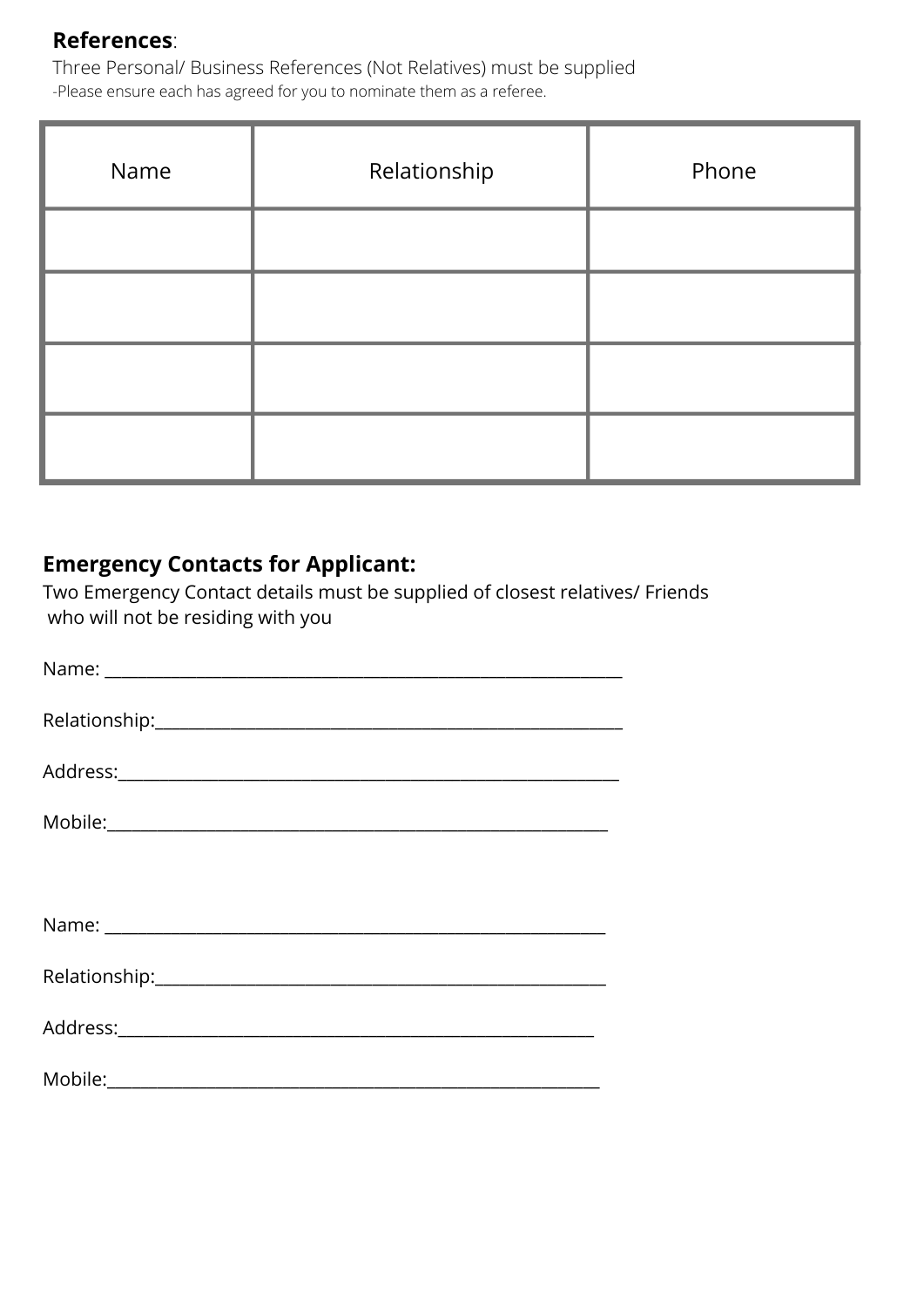**References**:

Three Personal/ Business References (Not Relatives) must be supplied

-Please ensure each has agreed for you to nominate them as a referee.

| Name | Relationship | Phone |
| --- | --- | --- |
| | | |
| | | |
| | | |
| | | |

**Emergency Contacts for Applicant:**

Two Emergency Contact details must be supplied of closest relatives/ Friends who will not be residing with you

Name: ____________________________________________________________

Relationship:______________________________________________________

Address:__________________________________________________________

Mobile:___________________________________________________________

Name: ____________________________________________________________

Relationship:______________________________________________________

Address:__________________________________________________________

Mobile:___________________________________________________________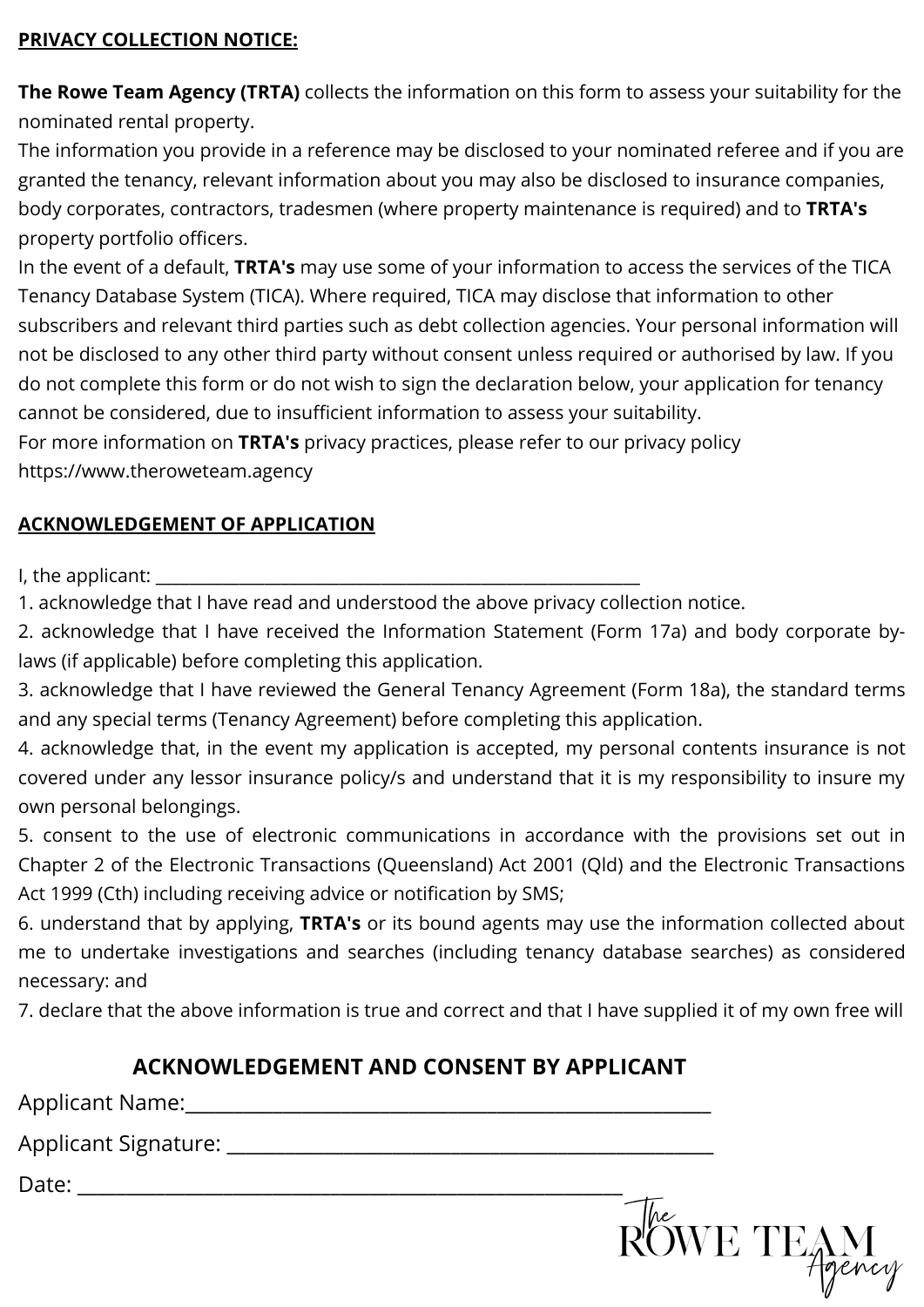**PRIVACY COLLECTION NOTICE:**

**The Rowe Team Agency (TRTA)** collects the information on this form to assess your suitability for the nominated rental property.
The information you provide in a reference may be disclosed to your nominated referee and if you are granted the tenancy, relevant information about you may also be disclosed to insurance companies, body corporates, contractors, tradesmen (where property maintenance is required) and to **TRTA's** property portfolio officers.
In the event of a default, **TRTA's** may use some of your information to access the services of the TICA Tenancy Database System (TICA). Where required, TICA may disclose that information to other subscribers and relevant third parties such as debt collection agencies. Your personal information will not be disclosed to any other third party without consent unless required or authorised by law. If you do not complete this form or do not wish to sign the declaration below, your application for tenancy cannot be considered, due to insufficient information to assess your suitability.
For more information on **TRTA's** privacy practices, please refer to our privacy policy https://www.theroweteam.agency

**ACKNOWLEDGEMENT OF APPLICATION**

I, the applicant: ____________________________________________________

1. acknowledge that I have read and understood the above privacy collection notice.
2. acknowledge that I have received the Information Statement (Form 17a) and body corporate by-laws (if applicable) before completing this application.
3. acknowledge that I have reviewed the General Tenancy Agreement (Form 18a), the standard terms and any special terms (Tenancy Agreement) before completing this application.
4. acknowledge that, in the event my application is accepted, my personal contents insurance is not covered under any lessor insurance policy/s and understand that it is my responsibility to insure my own personal belongings.
5. consent to the use of electronic communications in accordance with the provisions set out in Chapter 2 of the Electronic Transactions (Queensland) Act 2001 (Qld) and the Electronic Transactions Act 1999 (Cth) including receiving advice or notification by SMS;
6. understand that by applying, **TRTA's** or its bound agents may use the information collected about me to undertake investigations and searches (including tenancy database searches) as considered necessary: and
7. declare that the above information is true and correct and that I have supplied it of my own free will

## ACKNOWLEDGEMENT AND CONSENT BY APPLICANT

Applicant Name:____________________________________________________

Applicant Signature: ______________________________________________

Date: ____________________________________________________

The ROWE TEAM Agency